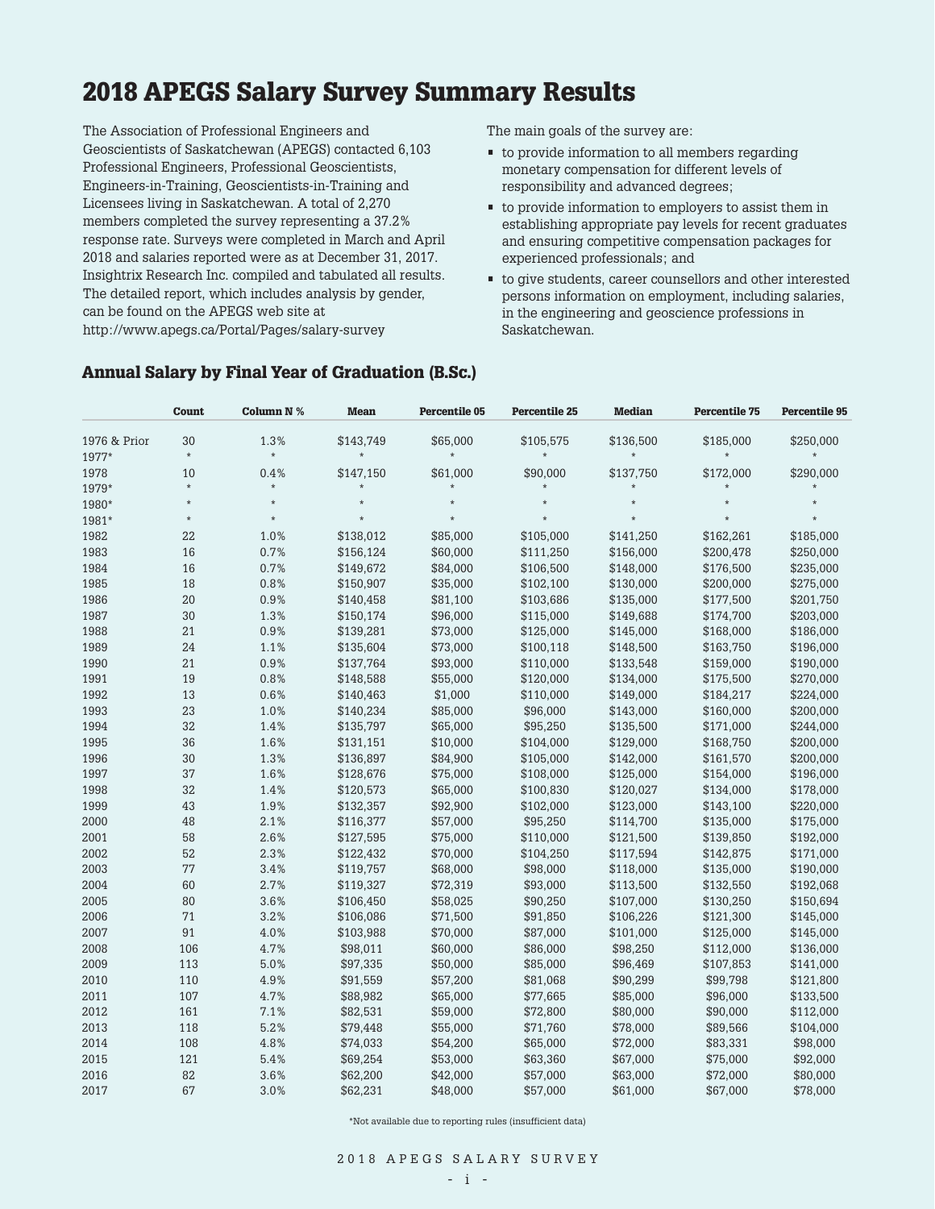# 2018 APEGS Salary Survey Summary Results

The Association of Professional Engineers and Geoscientists of Saskatchewan (APEGS) contacted 6,103 Professional Engineers, Professional Geoscientists, Engineers-in-Training, Geoscientists-in-Training and Licensees living in Saskatchewan. A total of 2,270 members completed the survey representing a 37.2% response rate. Surveys were completed in March and April 2018 and salaries reported were as at December 31, 2017. Insightrix Research Inc. compiled and tabulated all results. The detailed report, which includes analysis by gender, can be found on the APEGS web site at http://www.apegs.ca/Portal/Pages/salary-survey

The main goals of the survey are:

- to provide information to all members regarding monetary compensation for different levels of responsibility and advanced degrees;
- to provide information to employers to assist them in establishing appropriate pay levels for recent graduates and ensuring competitive compensation packages for experienced professionals; and
- to give students, career counsellors and other interested persons information on employment, including salaries, in the engineering and geoscience professions in Saskatchewan.

## Annual Salary by Final Year of Graduation (B.Sc.)

| | Count | Column N % | Mean | Percentile 05 | Percentile 25 | Median | Percentile 75 | Percentile 95 |
|---|---|---|---|---|---|---|---|---|
| 1976 & Prior | 30 | 1.3% | $143,749 | $65,000 | $105,575 | $136,500 | $185,000 | $250,000 |
| 1977* | * | * | * | * | * | * | * | * |
| 1978 | 10 | 0.4% | $147,150 | $61,000 | $90,000 | $137,750 | $172,000 | $290,000 |
| 1979* | * | * | * | * | * | * | * | * |
| 1980* | * | * | * | * | * | * | * | * |
| 1981* | * | * | * | * | * | * | * | * |
| 1982 | 22 | 1.0% | $138,012 | $85,000 | $105,000 | $141,250 | $162,261 | $185,000 |
| 1983 | 16 | 0.7% | $156,124 | $60,000 | $111,250 | $156,000 | $200,478 | $250,000 |
| 1984 | 16 | 0.7% | $149,672 | $84,000 | $106,500 | $148,000 | $176,500 | $235,000 |
| 1985 | 18 | 0.8% | $150,907 | $35,000 | $102,100 | $130,000 | $200,000 | $275,000 |
| 1986 | 20 | 0.9% | $140,458 | $81,100 | $103,686 | $135,000 | $177,500 | $201,750 |
| 1987 | 30 | 1.3% | $150,174 | $96,000 | $115,000 | $149,688 | $174,700 | $203,000 |
| 1988 | 21 | 0.9% | $139,281 | $73,000 | $125,000 | $145,000 | $168,000 | $186,000 |
| 1989 | 24 | 1.1% | $135,604 | $73,000 | $100,118 | $148,500 | $163,750 | $196,000 |
| 1990 | 21 | 0.9% | $137,764 | $93,000 | $110,000 | $133,548 | $159,000 | $190,000 |
| 1991 | 19 | 0.8% | $148,588 | $55,000 | $120,000 | $134,000 | $175,500 | $270,000 |
| 1992 | 13 | 0.6% | $140,463 | $1,000 | $110,000 | $149,000 | $184,217 | $224,000 |
| 1993 | 23 | 1.0% | $140,234 | $85,000 | $96,000 | $143,000 | $160,000 | $200,000 |
| 1994 | 32 | 1.4% | $135,797 | $65,000 | $95,250 | $135,500 | $171,000 | $244,000 |
| 1995 | 36 | 1.6% | $131,151 | $10,000 | $104,000 | $129,000 | $168,750 | $200,000 |
| 1996 | 30 | 1.3% | $136,897 | $84,900 | $105,000 | $142,000 | $161,570 | $200,000 |
| 1997 | 37 | 1.6% | $128,676 | $75,000 | $108,000 | $125,000 | $154,000 | $196,000 |
| 1998 | 32 | 1.4% | $120,573 | $65,000 | $100,830 | $120,027 | $134,000 | $178,000 |
| 1999 | 43 | 1.9% | $132,357 | $92,900 | $102,000 | $123,000 | $143,100 | $220,000 |
| 2000 | 48 | 2.1% | $116,377 | $57,000 | $95,250 | $114,700 | $135,000 | $175,000 |
| 2001 | 58 | 2.6% | $127,595 | $75,000 | $110,000 | $121,500 | $139,850 | $192,000 |
| 2002 | 52 | 2.3% | $122,432 | $70,000 | $104,250 | $117,594 | $142,875 | $171,000 |
| 2003 | 77 | 3.4% | $119,757 | $68,000 | $98,000 | $118,000 | $135,000 | $190,000 |
| 2004 | 60 | 2.7% | $119,327 | $72,319 | $93,000 | $113,500 | $132,550 | $192,068 |
| 2005 | 80 | 3.6% | $106,450 | $58,025 | $90,250 | $107,000 | $130,250 | $150,694 |
| 2006 | 71 | 3.2% | $106,086 | $71,500 | $91,850 | $106,226 | $121,300 | $145,000 |
| 2007 | 91 | 4.0% | $103,988 | $70,000 | $87,000 | $101,000 | $125,000 | $145,000 |
| 2008 | 106 | 4.7% | $98,011 | $60,000 | $86,000 | $98,250 | $112,000 | $136,000 |
| 2009 | 113 | 5.0% | $97,335 | $50,000 | $85,000 | $96,469 | $107,853 | $141,000 |
| 2010 | 110 | 4.9% | $91,559 | $57,200 | $81,068 | $90,299 | $99,798 | $121,800 |
| 2011 | 107 | 4.7% | $88,982 | $65,000 | $77,665 | $85,000 | $96,000 | $133,500 |
| 2012 | 161 | 7.1% | $82,531 | $59,000 | $72,800 | $80,000 | $90,000 | $112,000 |
| 2013 | 118 | 5.2% | $79,448 | $55,000 | $71,760 | $78,000 | $89,566 | $104,000 |
| 2014 | 108 | 4.8% | $74,033 | $54,200 | $65,000 | $72,000 | $83,331 | $98,000 |
| 2015 | 121 | 5.4% | $69,254 | $53,000 | $63,360 | $67,000 | $75,000 | $92,000 |
| 2016 | 82 | 3.6% | $62,200 | $42,000 | $57,000 | $63,000 | $72,000 | $80,000 |
| 2017 | 67 | 3.0% | $62,231 | $48,000 | $57,000 | $61,000 | $67,000 | $78,000 |

*Not available due to reporting rules (insufficient data)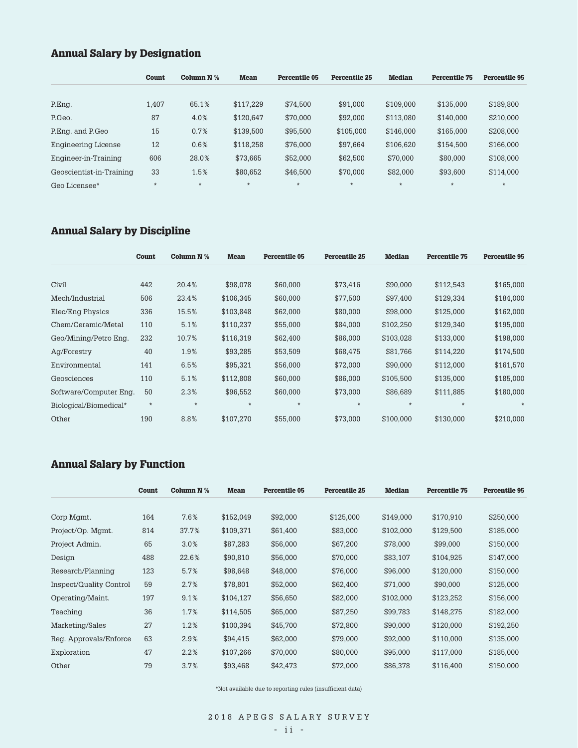## Annual Salary by Designation

| | Count | Column N % | Mean | Percentile 05 | Percentile 25 | Median | Percentile 75 | Percentile 95 |
|---|---|---|---|---|---|---|---|---|
| P.Eng. | 1,407 | 65.1% | $117,229 | $74,500 | $91,000 | $109,000 | $135,000 | $189,800 |
| P.Geo. | 87 | 4.0% | $120,647 | $70,000 | $92,000 | $113,080 | $140,000 | $210,000 |
| P.Eng. and P.Geo | 15 | 0.7% | $139,500 | $95,500 | $105,000 | $146,000 | $165,000 | $208,000 |
| Engineering License | 12 | 0.6% | $118,258 | $76,000 | $97,664 | $106,620 | $154,500 | $166,000 |
| Engineer-in-Training | 606 | 28.0% | $73,665 | $52,000 | $62,500 | $70,000 | $80,000 | $108,000 |
| Geoscientist-in-Training | 33 | 1.5% | $80,652 | $46,500 | $70,000 | $82,000 | $93,600 | $114,000 |
| Geo Licensee* | * | * | * | * | * | * | * | * |

## Annual Salary by Discipline

| | Count | Column N % | Mean | Percentile 05 | Percentile 25 | Median | Percentile 75 | Percentile 95 |
|---|---|---|---|---|---|---|---|---|
| Civil | 442 | 20.4% | $98,078 | $60,000 | $73,416 | $90,000 | $112,543 | $165,000 |
| Mech/Industrial | 506 | 23.4% | $106,345 | $60,000 | $77,500 | $97,400 | $129,334 | $184,000 |
| Elec/Eng Physics | 336 | 15.5% | $103,848 | $62,000 | $80,000 | $98,000 | $125,000 | $162,000 |
| Chem/Ceramic/Metal | 110 | 5.1% | $110,237 | $55,000 | $84,000 | $102,250 | $129,340 | $195,000 |
| Geo/Mining/Petro Eng. | 232 | 10.7% | $116,319 | $62,400 | $86,000 | $103,028 | $133,000 | $198,000 |
| Ag/Forestry | 40 | 1.9% | $93,285 | $53,509 | $68,475 | $81,766 | $114,220 | $174,500 |
| Environmental | 141 | 6.5% | $95,321 | $56,000 | $72,000 | $90,000 | $112,000 | $161,570 |
| Geosciences | 110 | 5.1% | $112,808 | $60,000 | $86,000 | $105,500 | $135,000 | $185,000 |
| Software/Computer Eng. | 50 | 2.3% | $96,552 | $60,000 | $73,000 | $86,689 | $111,885 | $180,000 |
| Biological/Biomedical* | * | * | * | * | * | * | * | * |
| Other | 190 | 8.8% | $107,270 | $55,000 | $73,000 | $100,000 | $130,000 | $210,000 |

## Annual Salary by Function

| | Count | Column N % | Mean | Percentile 05 | Percentile 25 | Median | Percentile 75 | Percentile 95 |
|---|---|---|---|---|---|---|---|---|
| Corp Mgmt. | 164 | 7.6% | $152,049 | $92,000 | $125,000 | $149,000 | $170,910 | $250,000 |
| Project/Op. Mgmt. | 814 | 37.7% | $109,371 | $61,400 | $83,000 | $102,000 | $129,500 | $185,000 |
| Project Admin. | 65 | 3.0% | $87,283 | $56,000 | $67,200 | $78,000 | $99,000 | $150,000 |
| Design | 488 | 22.6% | $90,810 | $56,000 | $70,000 | $83,107 | $104,925 | $147,000 |
| Research/Planning | 123 | 5.7% | $98,648 | $48,000 | $76,000 | $96,000 | $120,000 | $150,000 |
| Inspect/Quality Control | 59 | 2.7% | $78,801 | $52,000 | $62,400 | $71,000 | $90,000 | $125,000 |
| Operating/Maint. | 197 | 9.1% | $104,127 | $56,650 | $82,000 | $102,000 | $123,252 | $156,000 |
| Teaching | 36 | 1.7% | $114,505 | $65,000 | $87,250 | $99,783 | $148,275 | $182,000 |
| Marketing/Sales | 27 | 1.2% | $100,394 | $45,700 | $72,800 | $90,000 | $120,000 | $192,250 |
| Reg. Approvals/Enforce | 63 | 2.9% | $94,415 | $62,000 | $79,000 | $92,000 | $110,000 | $135,000 |
| Exploration | 47 | 2.2% | $107,266 | $70,000 | $80,000 | $95,000 | $117,000 | $185,000 |
| Other | 79 | 3.7% | $93,468 | $42,473 | $72,000 | $86,378 | $116,400 | $150,000 |

*Not available due to reporting rules (insufficient data)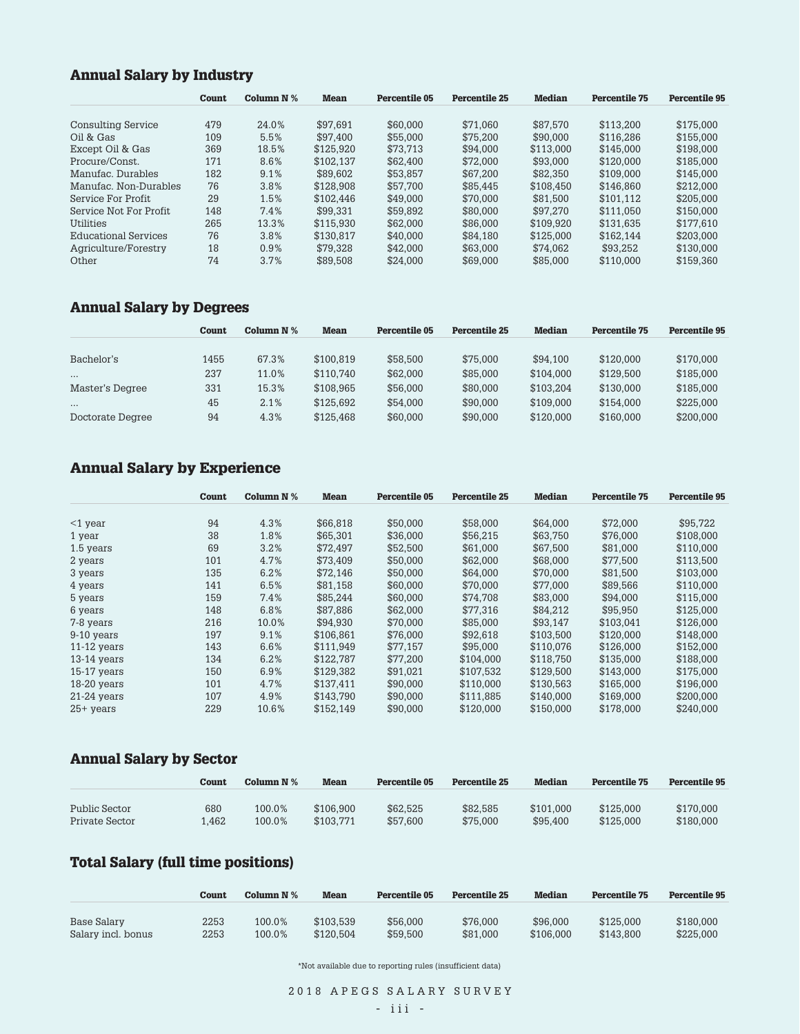## Annual Salary by Industry

| | Count | Column N % | Mean | Percentile 05 | Percentile 25 | Median | Percentile 75 | Percentile 95 |
|---|---|---|---|---|---|---|---|---|
| Consulting Service | 479 | 24.0% | $97,691 | $60,000 | $71,060 | $87,570 | $113,200 | $175,000 |
| Oil & Gas | 109 | 5.5% | $97,400 | $55,000 | $75,200 | $90,000 | $116,286 | $155,000 |
| Except Oil & Gas | 369 | 18.5% | $125,920 | $73,713 | $94,000 | $113,000 | $145,000 | $198,000 |
| Procure/Const. | 171 | 8.6% | $102,137 | $62,400 | $72,000 | $93,000 | $120,000 | $185,000 |
| Manufac. Durables | 182 | 9.1% | $89,602 | $53,857 | $67,200 | $82,350 | $109,000 | $145,000 |
| Manufac. Non-Durables | 76 | 3.8% | $128,908 | $57,700 | $85,445 | $108,450 | $146,860 | $212,000 |
| Service For Profit | 29 | 1.5% | $102,446 | $49,000 | $70,000 | $81,500 | $101,112 | $205,000 |
| Service Not For Profit | 148 | 7.4% | $99,331 | $59,892 | $80,000 | $97,270 | $111,050 | $150,000 |
| Utilities | 265 | 13.3% | $115,930 | $62,000 | $86,000 | $109,920 | $131,635 | $177,610 |
| Educational Services | 76 | 3.8% | $130,817 | $40,000 | $84,180 | $125,000 | $162,144 | $203,000 |
| Agriculture/Forestry | 18 | 0.9% | $79,328 | $42,000 | $63,000 | $74,062 | $93,252 | $130,000 |
| Other | 74 | 3.7% | $89,508 | $24,000 | $69,000 | $85,000 | $110,000 | $159,360 |

## Annual Salary by Degrees

| | Count | Column N % | Mean | Percentile 05 | Percentile 25 | Median | Percentile 75 | Percentile 95 |
|---|---|---|---|---|---|---|---|---|
| Bachelor's | 1455 | 67.3% | $100,819 | $58,500 | $75,000 | $94,100 | $120,000 | $170,000 |
| ... | 237 | 11.0% | $110,740 | $62,000 | $85,000 | $104,000 | $129,500 | $185,000 |
| Master's Degree | 331 | 15.3% | $108,965 | $56,000 | $80,000 | $103,204 | $130,000 | $185,000 |
| ... | 45 | 2.1% | $125,692 | $54,000 | $90,000 | $109,000 | $154,000 | $225,000 |
| Doctorate Degree | 94 | 4.3% | $125,468 | $60,000 | $90,000 | $120,000 | $160,000 | $200,000 |

## Annual Salary by Experience

| | Count | Column N % | Mean | Percentile 05 | Percentile 25 | Median | Percentile 75 | Percentile 95 |
|---|---|---|---|---|---|---|---|---|
| <1 year | 94 | 4.3% | $66,818 | $50,000 | $58,000 | $64,000 | $72,000 | $95,722 |
| 1 year | 38 | 1.8% | $65,301 | $36,000 | $56,215 | $63,750 | $76,000 | $108,000 |
| 1.5 years | 69 | 3.2% | $72,497 | $52,500 | $61,000 | $67,500 | $81,000 | $110,000 |
| 2 years | 101 | 4.7% | $73,409 | $50,000 | $62,000 | $68,000 | $77,500 | $113,500 |
| 3 years | 135 | 6.2% | $72,146 | $50,000 | $64,000 | $70,000 | $81,500 | $103,000 |
| 4 years | 141 | 6.5% | $81,158 | $60,000 | $70,000 | $77,000 | $89,566 | $110,000 |
| 5 years | 159 | 7.4% | $85,244 | $60,000 | $74,708 | $83,000 | $94,000 | $115,000 |
| 6 years | 148 | 6.8% | $87,886 | $62,000 | $77,316 | $84,212 | $95,950 | $125,000 |
| 7-8 years | 216 | 10.0% | $94,930 | $70,000 | $85,000 | $93,147 | $103,041 | $126,000 |
| 9-10 years | 197 | 9.1% | $106,861 | $76,000 | $92,618 | $103,500 | $120,000 | $148,000 |
| 11-12 years | 143 | 6.6% | $111,949 | $77,157 | $95,000 | $110,076 | $126,000 | $152,000 |
| 13-14 years | 134 | 6.2% | $122,787 | $77,200 | $104,000 | $118,750 | $135,000 | $188,000 |
| 15-17 years | 150 | 6.9% | $129,382 | $91,021 | $107,532 | $129,500 | $143,000 | $175,000 |
| 18-20 years | 101 | 4.7% | $137,411 | $90,000 | $110,000 | $130,563 | $165,000 | $196,000 |
| 21-24 years | 107 | 4.9% | $143,790 | $90,000 | $111,885 | $140,000 | $169,000 | $200,000 |
| 25+ years | 229 | 10.6% | $152,149 | $90,000 | $120,000 | $150,000 | $178,000 | $240,000 |

## Annual Salary by Sector

| | Count | Column N % | Mean | Percentile 05 | Percentile 25 | Median | Percentile 75 | Percentile 95 |
|---|---|---|---|---|---|---|---|---|
| Public Sector | 680 | 100.0% | $106,900 | $62,525 | $82,585 | $101,000 | $125,000 | $170,000 |
| Private Sector | 1,462 | 100.0% | $103,771 | $57,600 | $75,000 | $95,400 | $125,000 | $180,000 |

## Total Salary (full time positions)

| | Count | Column N % | Mean | Percentile 05 | Percentile 25 | Median | Percentile 75 | Percentile 95 |
|---|---|---|---|---|---|---|---|---|
| Base Salary | 2253 | 100.0% | $103,539 | $56,000 | $76,000 | $96,000 | $125,000 | $180,000 |
| Salary incl. bonus | 2253 | 100.0% | $120,504 | $59,500 | $81,000 | $106,000 | $143,800 | $225,000 |

*Not available due to reporting rules (insufficient data)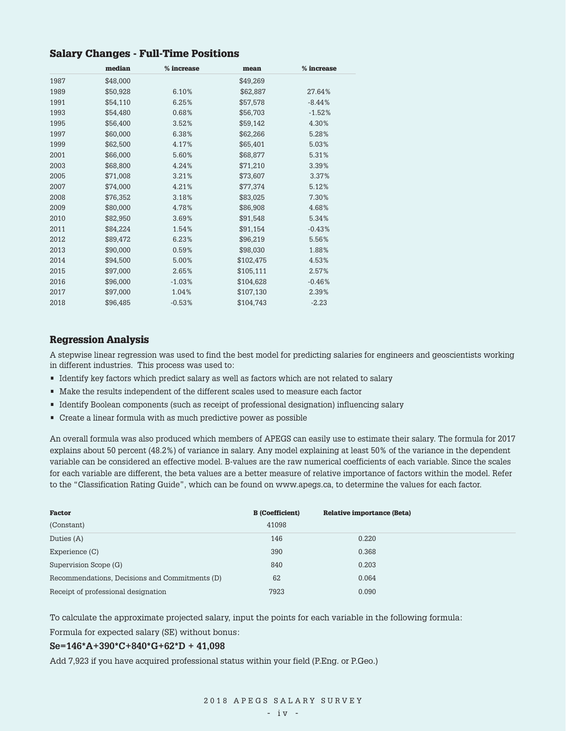## Salary Changes - Full-Time Positions

| | median | % increase | mean | % increase |
|---|---|---|---|---|
| 1987 | $48,000 | | $49,269 | |
| 1989 | $50,928 | 6.10% | $62,887 | 27.64% |
| 1991 | $54,110 | 6.25% | $57,578 | -8.44% |
| 1993 | $54,480 | 0.68% | $56,703 | -1.52% |
| 1995 | $56,400 | 3.52% | $59,142 | 4.30% |
| 1997 | $60,000 | 6.38% | $62,266 | 5.28% |
| 1999 | $62,500 | 4.17% | $65,401 | 5.03% |
| 2001 | $66,000 | 5.60% | $68,877 | 5.31% |
| 2003 | $68,800 | 4.24% | $71,210 | 3.39% |
| 2005 | $71,008 | 3.21% | $73,607 | 3.37% |
| 2007 | $74,000 | 4.21% | $77,374 | 5.12% |
| 2008 | $76,352 | 3.18% | $83,025 | 7.30% |
| 2009 | $80,000 | 4.78% | $86,908 | 4.68% |
| 2010 | $82,950 | 3.69% | $91,548 | 5.34% |
| 2011 | $84,224 | 1.54% | $91,154 | -0.43% |
| 2012 | $89,472 | 6.23% | $96,219 | 5.56% |
| 2013 | $90,000 | 0.59% | $98,030 | 1.88% |
| 2014 | $94,500 | 5.00% | $102,475 | 4.53% |
| 2015 | $97,000 | 2.65% | $105,111 | 2.57% |
| 2016 | $96,000 | -1.03% | $104,628 | -0.46% |
| 2017 | $97,000 | 1.04% | $107,130 | 2.39% |
| 2018 | $96,485 | -0.53% | $104,743 | -2.23 |

## Regression Analysis

A stepwise linear regression was used to find the best model for predicting salaries for engineers and geoscientists working in different industries. This process was used to:

- Identify key factors which predict salary as well as factors which are not related to salary
- Make the results independent of the different scales used to measure each factor
- Identify Boolean components (such as receipt of professional designation) influencing salary
- Create a linear formula with as much predictive power as possible

An overall formula was also produced which members of APEGS can easily use to estimate their salary. The formula for 2017 explains about 50 percent (48.2%) of variance in salary. Any model explaining at least 50% of the variance in the dependent variable can be considered an effective model. B-values are the raw numerical coefficients of each variable. Since the scales for each variable are different, the beta values are a better measure of relative importance of factors within the model. Refer to the "Classification Rating Guide", which can be found on www.apegs.ca, to determine the values for each factor.

| Factor | B (Coefficient) | Relative importance (Beta) |
|---|---|---|
| (Constant) | 41098 | |
| Duties (A) | 146 | 0.220 |
| Experience (C) | 390 | 0.368 |
| Supervision Scope (G) | 840 | 0.203 |
| Recommendations, Decisions and Commitments (D) | 62 | 0.064 |
| Receipt of professional designation | 7923 | 0.090 |

To calculate the approximate projected salary, input the points for each variable in the following formula:

Formula for expected salary (SE) without bonus:

**Se=146*A+390*C+840*G+62*D + 41,098**

Add 7,923 if you have acquired professional status within your field (P.Eng. or P.Geo.)